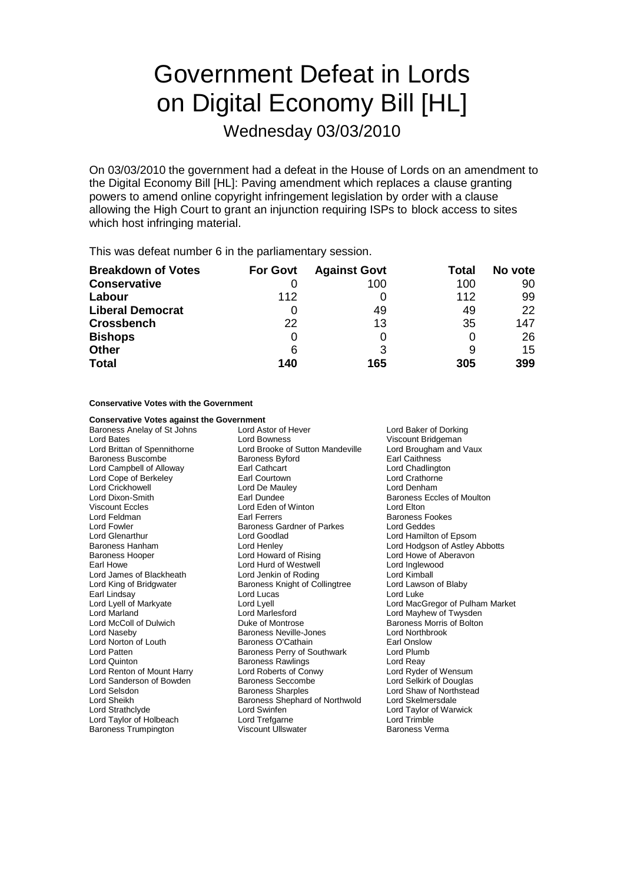# Government Defeat in Lords on Digital Economy Bill [HL]

Wednesday 03/03/2010

On 03/03/2010 the government had a defeat in the House of Lords on an amendment to the Digital Economy Bill [HL]: Paving amendment which replaces a clause granting powers to amend online copyright infringement legislation by order with a clause allowing the High Court to grant an injunction requiring ISPs to block access to sites which host infringing material.

This was defeat number 6 in the parliamentary session.

| Breakdown of Votes | For Govt | Against Govt | Total | No vote |
|---|---|---|---|---|
| **Conservative** | 0 | 100 | 100 | 90 |
| **Labour** | 112 | 0 | 112 | 99 |
| **Liberal Democrat** | 0 | 49 | 49 | 22 |
| **Crossbench** | 22 | 13 | 35 | 147 |
| **Bishops** | 0 | 0 | 0 | 26 |
| **Other** | 6 | 3 | 9 | 15 |
| **Total** | 140 | 165 | 305 | 399 |

**Conservative Votes with the Government**

**Conservative Votes against the Government**

Baroness Anelay of St Johns
Lord Astor of Hever
Lord Baker of Dorking
Lord Bates
Lord Bowness
Viscount Bridgeman
Lord Brittan of Spennithorne
Lord Brooke of Sutton Mandeville
Lord Brougham and Vaux
Baroness Buscombe
Baroness Byford
Earl Caithness
Lord Campbell of Alloway
Earl Cathcart
Lord Chadlington
Lord Cope of Berkeley
Earl Courtown
Lord Crathorne
Lord Crickhowell
Lord De Mauley
Lord Denham
Lord Dixon-Smith
Earl Dundee
Baroness Eccles of Moulton
Viscount Eccles
Lord Eden of Winton
Lord Elton
Lord Feldman
Earl Ferrers
Baroness Fookes
Lord Fowler
Baroness Gardner of Parkes
Lord Geddes
Lord Glenarthur
Lord Goodlad
Lord Hamilton of Epsom
Baroness Hanham
Lord Henley
Lord Hodgson of Astley Abbotts
Baroness Hooper
Lord Howard of Rising
Lord Howe of Aberavon
Earl Howe
Lord Hurd of Westwell
Lord Inglewood
Lord James of Blackheath
Lord Jenkin of Roding
Lord Kimball
Lord King of Bridgwater
Baroness Knight of Collingtree
Lord Lawson of Blaby
Earl Lindsay
Lord Lucas
Lord Luke
Lord Lyell of Markyate
Lord Lyell
Lord MacGregor of Pulham Market
Lord Marland
Lord Marlesford
Lord Mayhew of Twysden
Lord McColl of Dulwich
Duke of Montrose
Baroness Morris of Bolton
Lord Naseby
Baroness Neville-Jones
Lord Northbrook
Lord Norton of Louth
Baroness O'Cathain
Earl Onslow
Lord Patten
Baroness Perry of Southwark
Lord Plumb
Lord Quinton
Baroness Rawlings
Lord Reay
Lord Renton of Mount Harry
Lord Roberts of Conwy
Lord Ryder of Wensum
Lord Sanderson of Bowden
Baroness Seccombe
Lord Selkirk of Douglas
Lord Selsdon
Baroness Sharples
Lord Shaw of Northstead
Lord Sheikh
Baroness Shephard of Northwold
Lord Skelmersdale
Lord Strathclyde
Lord Swinfen
Lord Taylor of Warwick
Lord Taylor of Holbeach
Lord Trefgarne
Lord Trimble
Baroness Trumpington
Viscount Ullswater
Baroness Verma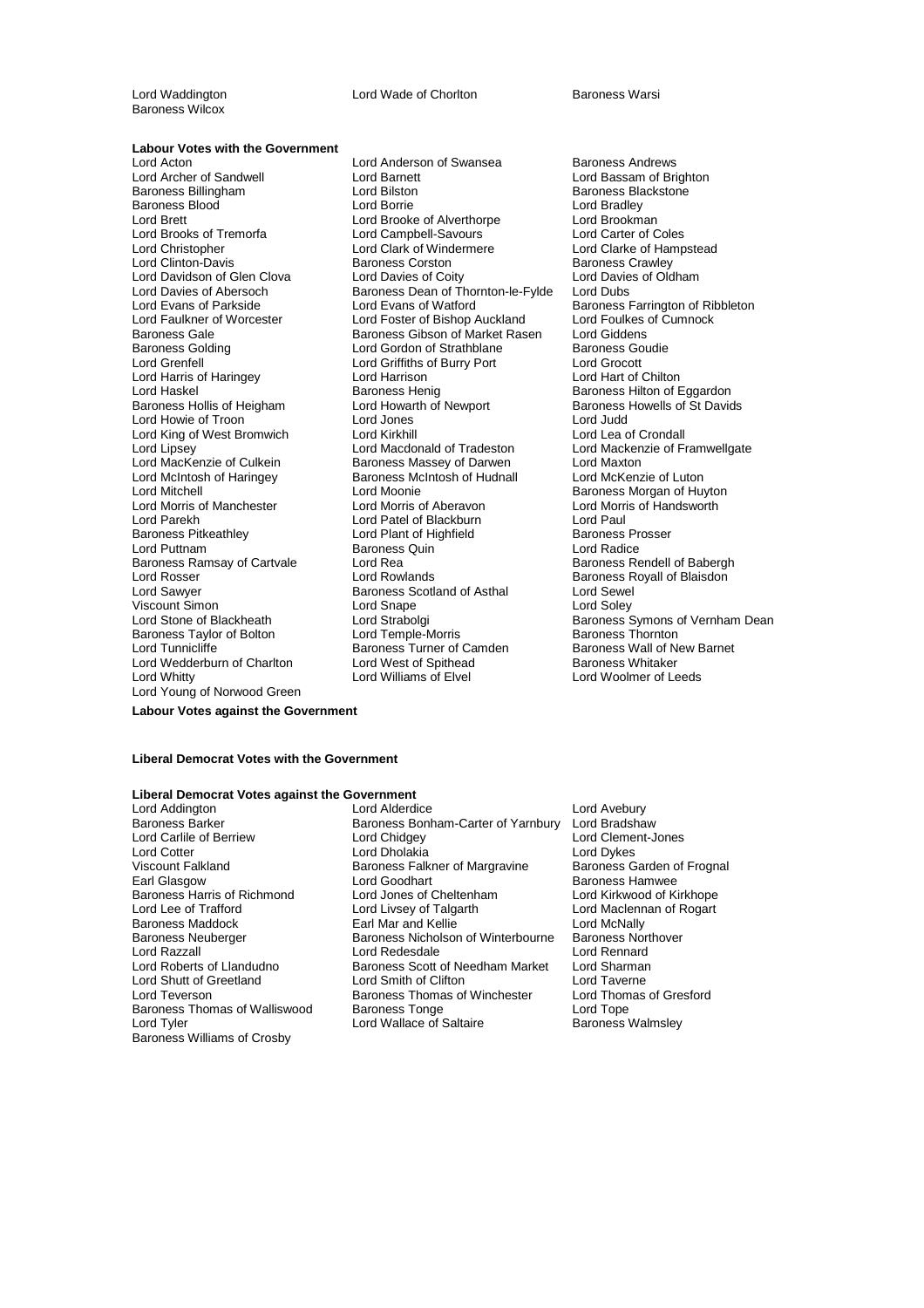Lord Waddington
Lord Wade of Chorlton
Baroness Warsi
Baroness Wilcox

**Labour Votes with the Government**

Lord Acton
Lord Anderson of Swansea
Baroness Andrews
Lord Archer of Sandwell
Lord Barnett
Lord Bassam of Brighton
Baroness Billingham
Lord Bilston
Baroness Blackstone
Baroness Blood
Lord Borrie
Lord Bradley
Lord Brett
Lord Brooke of Alverthorpe
Lord Brookman
Lord Brooks of Tremorfa
Lord Campbell-Savours
Lord Carter of Coles
Lord Christopher
Lord Clark of Windermere
Lord Clarke of Hampstead
Lord Clinton-Davis
Baroness Corston
Baroness Crawley
Lord Davidson of Glen Clova
Lord Davies of Coity
Lord Davies of Oldham
Lord Davies of Abersoch
Baroness Dean of Thornton-le-Fylde
Lord Dubs
Lord Evans of Parkside
Lord Evans of Watford
Baroness Farrington of Ribbleton
Lord Faulkner of Worcester
Lord Foster of Bishop Auckland
Lord Foulkes of Cumnock
Baroness Gale
Baroness Gibson of Market Rasen
Lord Giddens
Baroness Golding
Lord Gordon of Strathblane
Baroness Goudie
Lord Grenfell
Lord Griffiths of Burry Port
Lord Grocott
Lord Harris of Haringey
Lord Harrison
Lord Hart of Chilton
Lord Haskel
Baroness Henig
Baroness Hilton of Eggardon
Baroness Hollis of Heigham
Lord Howarth of Newport
Baroness Howells of St Davids
Lord Howie of Troon
Lord Jones
Lord Judd
Lord King of West Bromwich
Lord Kirkhill
Lord Lea of Crondall
Lord Lipsey
Lord Macdonald of Tradeston
Lord Mackenzie of Framwellgate
Lord MacKenzie of Culkein
Baroness Massey of Darwen
Lord Maxton
Lord McIntosh of Haringey
Baroness McIntosh of Hudnall
Lord McKenzie of Luton
Lord Mitchell
Lord Moonie
Baroness Morgan of Huyton
Lord Morris of Manchester
Lord Morris of Aberavon
Lord Morris of Handsworth
Lord Parekh
Lord Patel of Blackburn
Lord Paul
Baroness Pitkeathley
Lord Plant of Highfield
Baroness Prosser
Lord Puttnam
Baroness Quin
Lord Radice
Baroness Ramsay of Cartvale
Lord Rea
Baroness Rendell of Babergh
Lord Rosser
Lord Rowlands
Baroness Royall of Blaisdon
Lord Sawyer
Baroness Scotland of Asthal
Lord Sewel
Viscount Simon
Lord Snape
Lord Soley
Lord Stone of Blackheath
Lord Strabolgi
Baroness Symons of Vernham Dean
Baroness Taylor of Bolton
Lord Temple-Morris
Baroness Thornton
Lord Tunnicliffe
Baroness Turner of Camden
Baroness Wall of New Barnet
Lord Wedderburn of Charlton
Lord West of Spithead
Baroness Whitaker
Lord Whitty
Lord Williams of Elvel
Lord Woolmer of Leeds
Lord Young of Norwood Green

**Labour Votes against the Government**

**Liberal Democrat Votes with the Government**

**Liberal Democrat Votes against the Government**

Lord Addington
Lord Alderdice
Lord Avebury
Baroness Barker
Baroness Bonham-Carter of Yarnbury
Lord Bradshaw
Lord Carlile of Berriew
Lord Chidgey
Lord Clement-Jones
Lord Cotter
Lord Dholakia
Lord Dykes
Viscount Falkland
Baroness Falkner of Margravine
Baroness Garden of Frognal
Earl Glasgow
Lord Goodhart
Baroness Hamwee
Baroness Harris of Richmond
Lord Jones of Cheltenham
Lord Kirkwood of Kirkhope
Lord Lee of Trafford
Lord Livsey of Talgarth
Lord Maclennan of Rogart
Baroness Maddock
Earl Mar and Kellie
Lord McNally
Baroness Neuberger
Baroness Nicholson of Winterbourne
Baroness Northover
Lord Razzall
Lord Redesdale
Lord Rennard
Lord Roberts of Llandudno
Baroness Scott of Needham Market
Lord Sharman
Lord Shutt of Greetland
Lord Smith of Clifton
Lord Taverne
Lord Teverson
Baroness Thomas of Winchester
Lord Thomas of Gresford
Baroness Thomas of Walliswood
Baroness Tonge
Lord Tope
Lord Tyler
Lord Wallace of Saltaire
Baroness Walmsley
Baroness Williams of Crosby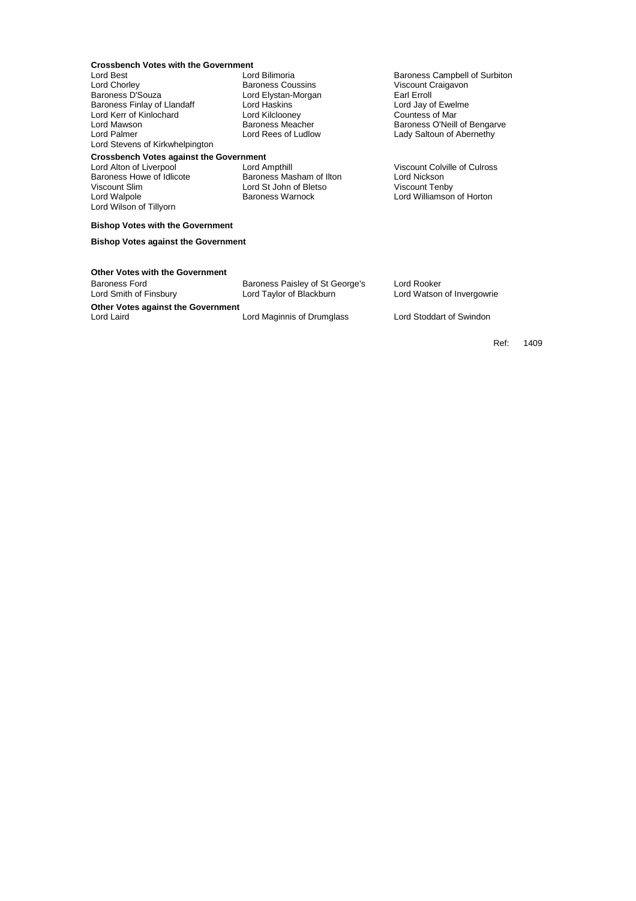**Crossbench Votes with the Government**

Lord Best
Lord Chorley
Baroness D'Souza
Baroness Finlay of Llandaff
Lord Kerr of Kinlochard
Lord Mawson
Lord Palmer
Lord Stevens of Kirkwhelpington
Lord Bilimoria
Baroness Coussins
Lord Elystan-Morgan
Lord Haskins
Lord Kilclooney
Baroness Meacher
Lord Rees of Ludlow
Baroness Campbell of Surbiton
Viscount Craigavon
Earl Erroll
Lord Jay of Ewelme
Countess of Mar
Baroness O'Neill of Bengarve
Lady Saltoun of Abernethy

**Crossbench Votes against the Government**

Lord Alton of Liverpool
Baroness Howe of Idlicote
Viscount Slim
Lord Walpole
Lord Wilson of Tillyorn
Lord Ampthill
Baroness Masham of Ilton
Lord St John of Bletso
Baroness Warnock
Viscount Colville of Culross
Lord Nickson
Viscount Tenby
Lord Williamson of Horton

**Bishop Votes with the Government**

**Bishop Votes against the Government**

**Other Votes with the Government**

Baroness Ford
Lord Smith of Finsbury
Baroness Paisley of St George's
Lord Taylor of Blackburn
Lord Rooker
Lord Watson of Invergowrie

**Other Votes against the Government**

Lord Laird
Lord Maginnis of Drumglass
Lord Stoddart of Swindon

Ref: 1409